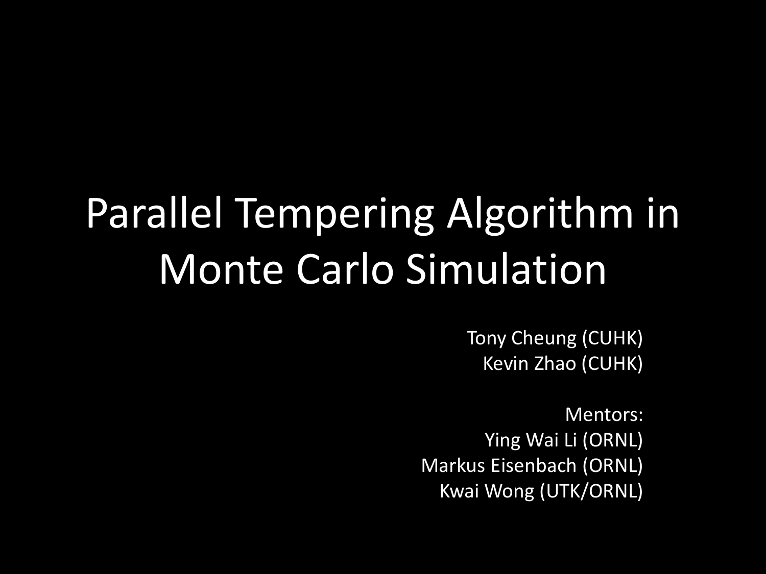# Parallel Tempering Algorithm in Monte Carlo Simulation

Tony Cheung (CUHK)
Kevin Zhao (CUHK)

Mentors:
Ying Wai Li (ORNL)
Markus Eisenbach (ORNL)
Kwai Wong (UTK/ORNL)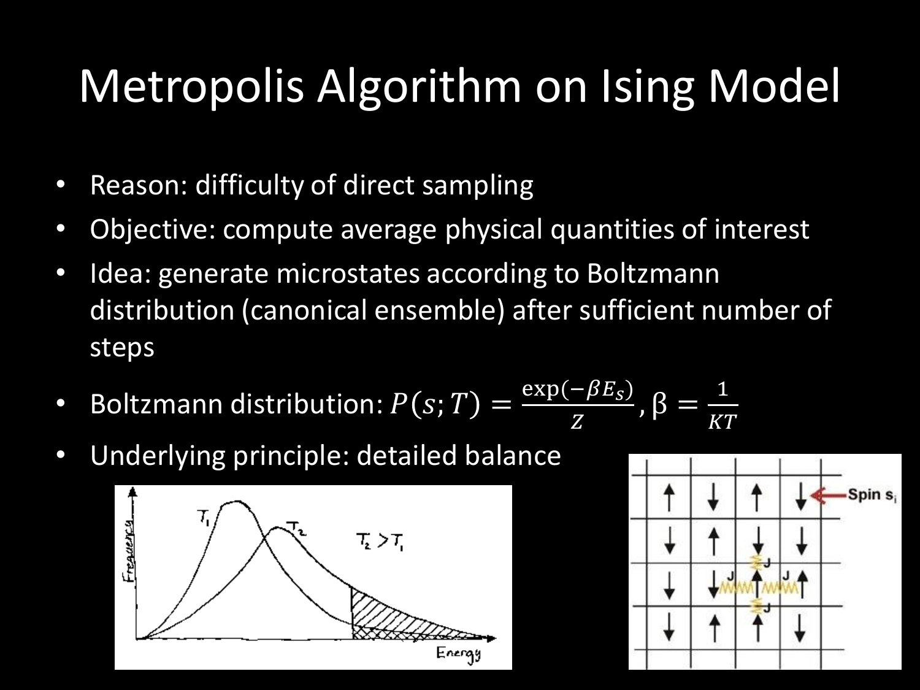# Metropolis Algorithm on Ising Model

- Reason: difficulty of direct sampling
- Objective: compute average physical quantities of interest
- Idea: generate microstates according to Boltzmann distribution (canonical ensemble) after sufficient number of steps
- Boltzmann distribution: $P(s;T) = \frac{\exp(-\beta E_s)}{Z}$, $\beta = \frac{1}{KT}$
- Underlying principle: detailed balance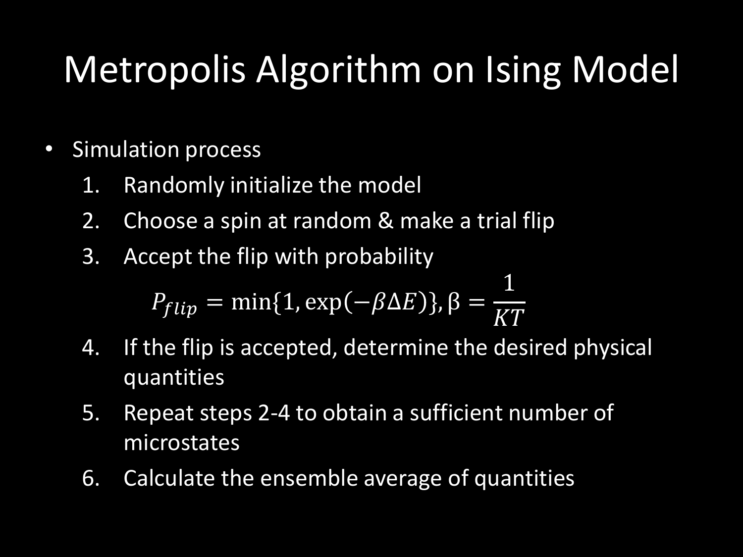# Metropolis Algorithm on Ising Model

- Simulation process
  1. Randomly initialize the model
  2. Choose a spin at random & make a trial flip
  3. Accept the flip with probability

     $$P_{flip} = \min\{1, \exp(-\beta\Delta E)\}, \beta = \frac{1}{KT}$$

  4. If the flip is accepted, determine the desired physical quantities
  5. Repeat steps 2-4 to obtain a sufficient number of microstates
  6. Calculate the ensemble average of quantities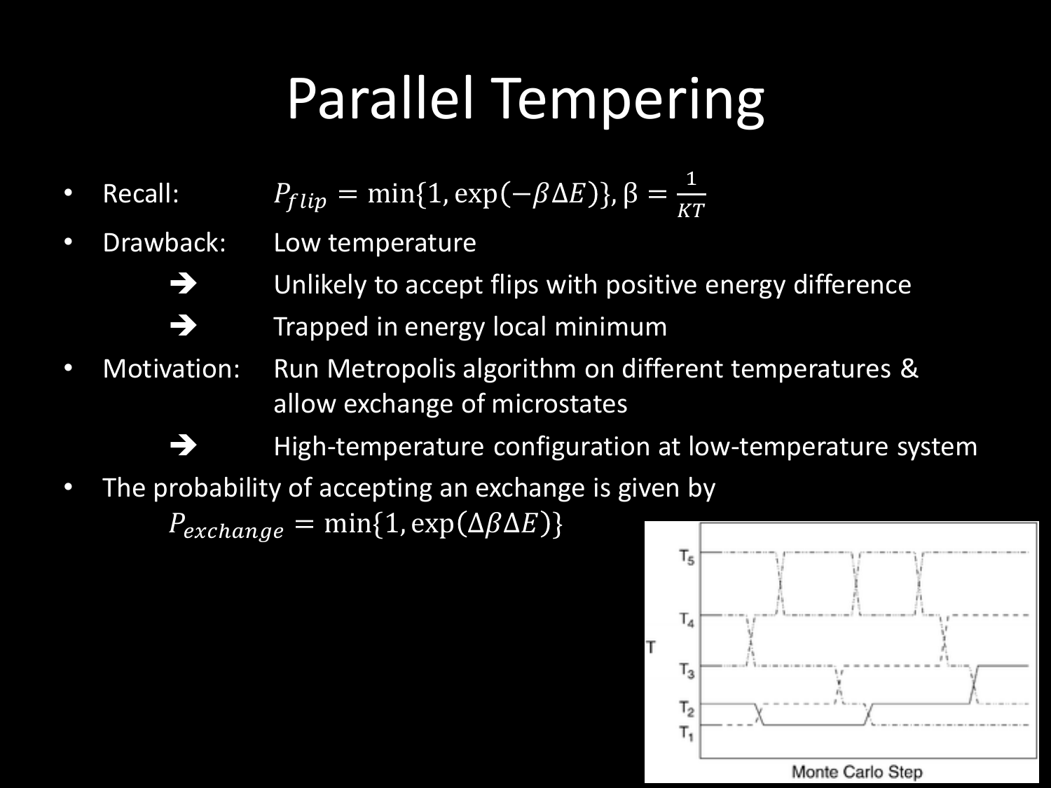# Parallel Tempering

- Recall: $P_{flip} = \min\{1, \exp(-\beta \Delta E)\}, \beta = \frac{1}{KT}$
- Drawback: Low temperature
  - ➔ Unlikely to accept flips with positive energy difference
  - ➔ Trapped in energy local minimum
- Motivation: Run Metropolis algorithm on different temperatures & allow exchange of microstates
  - ➔ High-temperature configuration at low-temperature system
- The probability of accepting an exchange is given by

$$P_{exchange} = \min\{1, \exp(\Delta\beta\Delta E)\}$$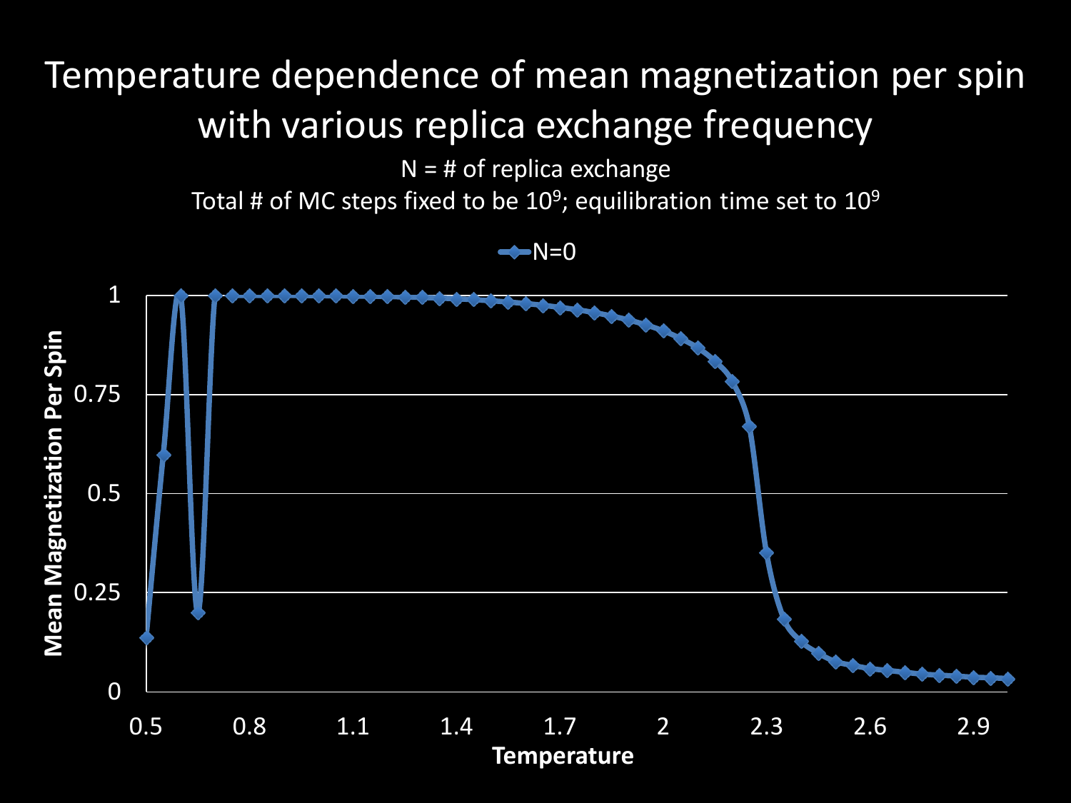# Temperature dependence of mean magnetization per spin with various replica exchange frequency

N = # of replica exchange

Total # of MC steps fixed to be $10^9$; equilibration time set to $10^9$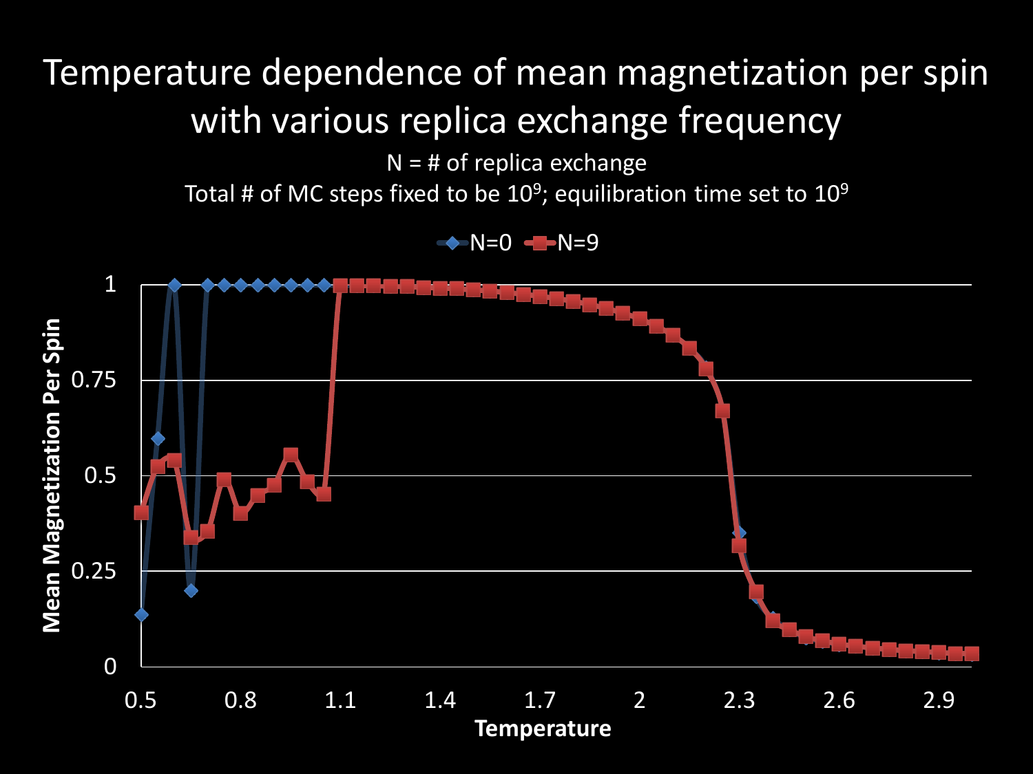# Temperature dependence of mean magnetization per spin with various replica exchange frequency

N = # of replica exchange

Total # of MC steps fixed to be $10^9$; equilibration time set to $10^9$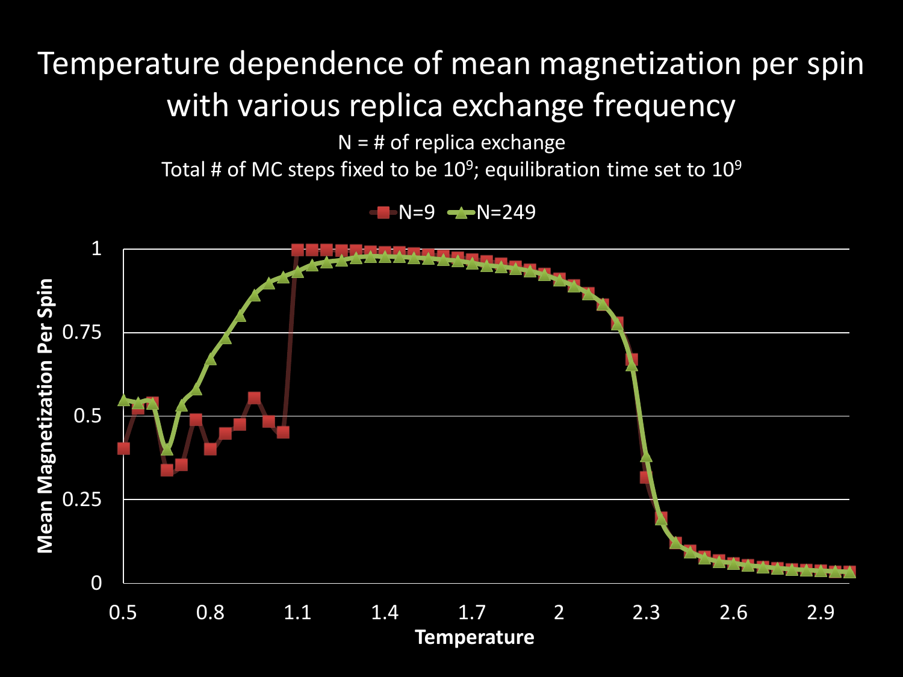# Temperature dependence of mean magnetization per spin with various replica exchange frequency

N = # of replica exchange

Total # of MC steps fixed to be $10^9$; equilibration time set to $10^9$

N=9 | N=249

Mean Magnetization Per Spin

Temperature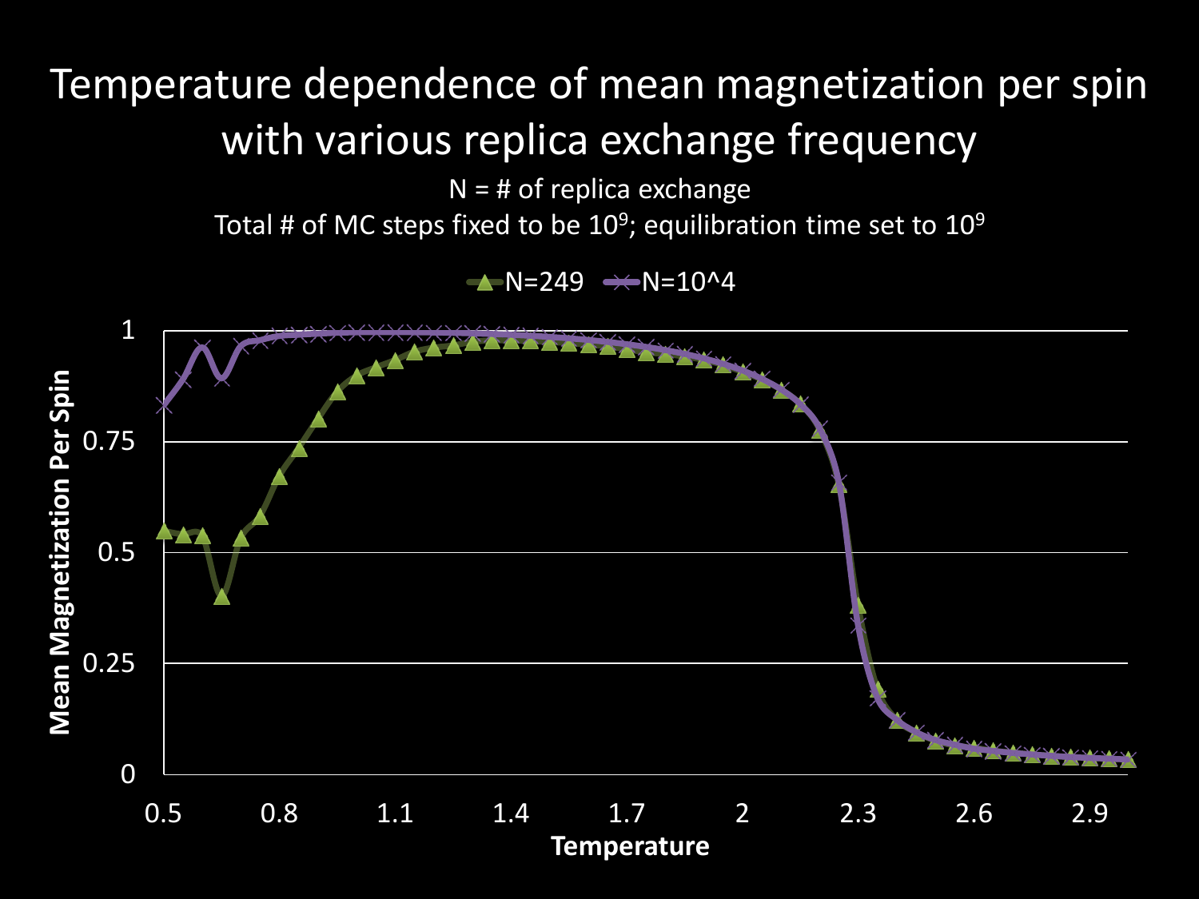# Temperature dependence of mean magnetization per spin with various replica exchange frequency

N = # of replica exchange

Total # of MC steps fixed to be $10^9$; equilibration time set to $10^9$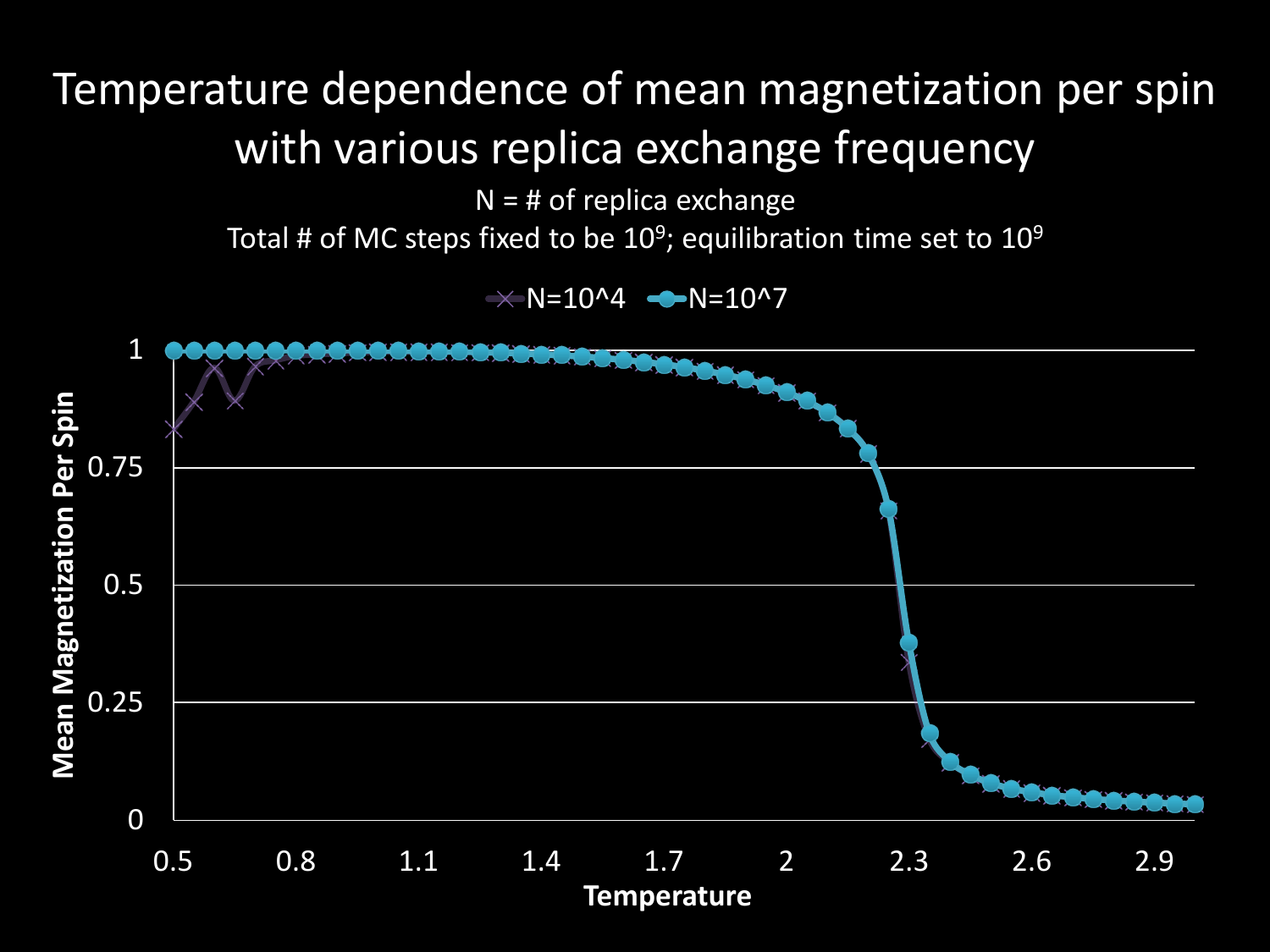# Temperature dependence of mean magnetization per spin with various replica exchange frequency

N = # of replica exchange

Total # of MC steps fixed to be $10^9$; equilibration time set to $10^9$

N=10^4 &nbsp;&nbsp; N=10^7

Mean Magnetization Per Spin

Temperature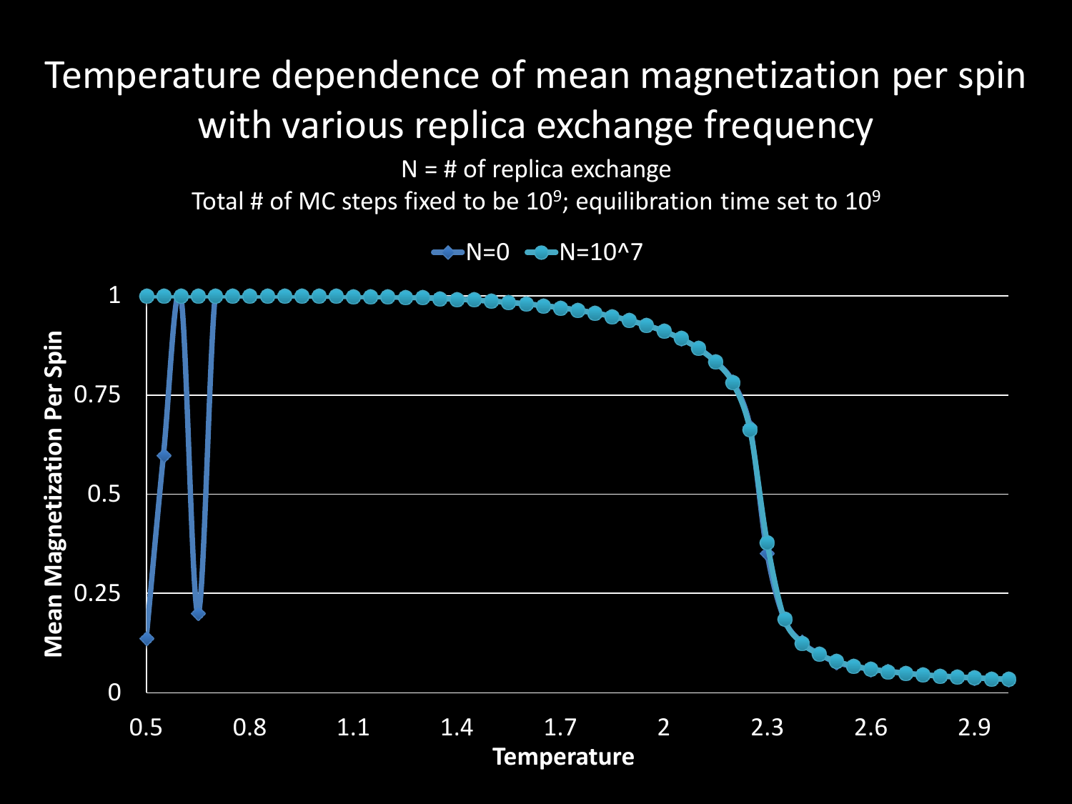# Temperature dependence of mean magnetization per spin with various replica exchange frequency

N = # of replica exchange

Total # of MC steps fixed to be $10^9$; equilibration time set to $10^9$

Legend: N=0, N=10^7

Y-axis: Mean Magnetization Per Spin (0, 0.25, 0.5, 0.75, 1)

X-axis: Temperature (0.5, 0.8, 1.1, 1.4, 1.7, 2, 2.3, 2.6, 2.9)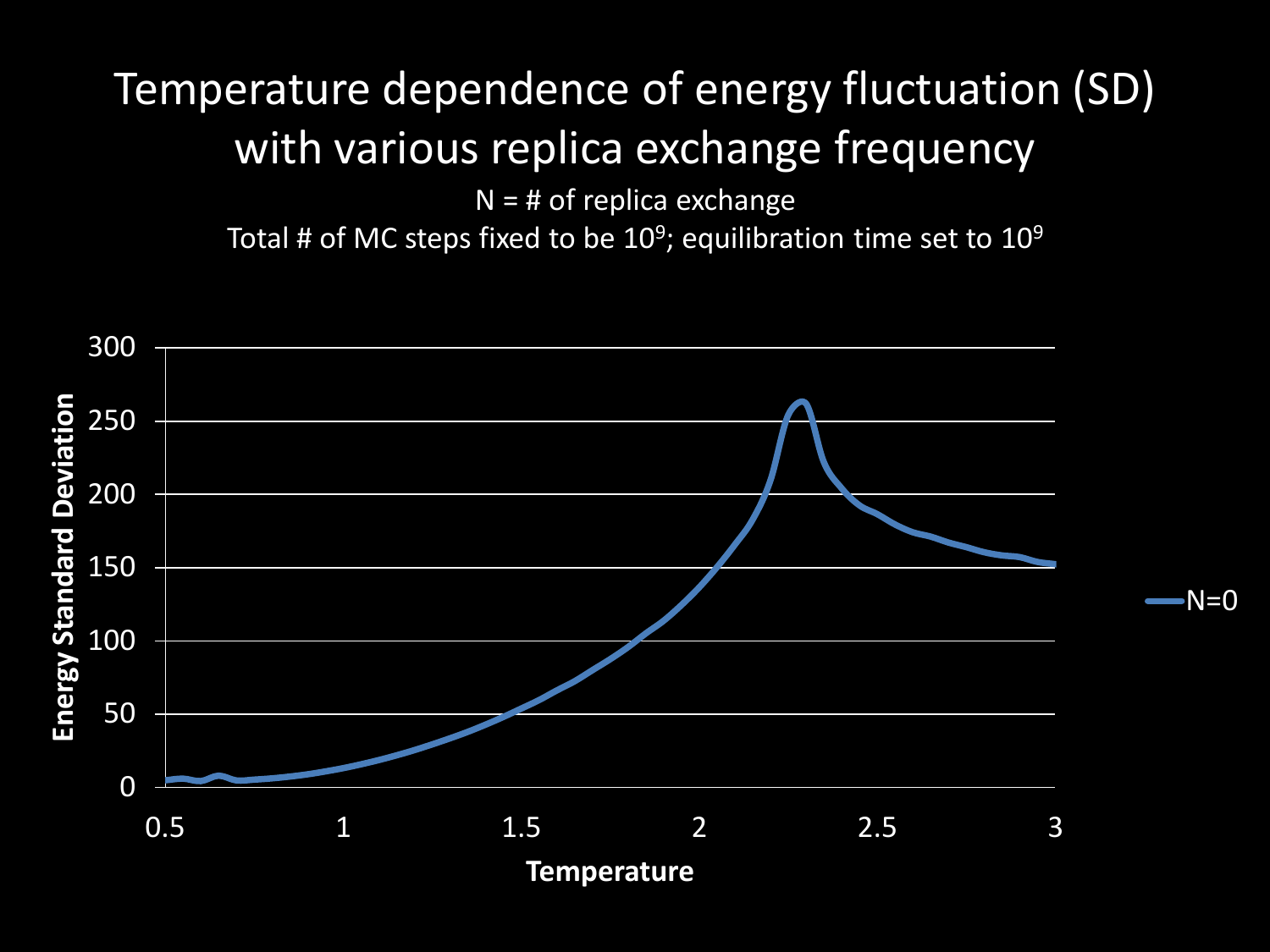# Temperature dependence of energy fluctuation (SD) with various replica exchange frequency

N = # of replica exchange

Total # of MC steps fixed to be $10^9$; equilibration time set to $10^9$

Energy Standard Deviation

300
250
200
150
100
50
0

0.5 1 1.5 2 2.5 3

Temperature

N=0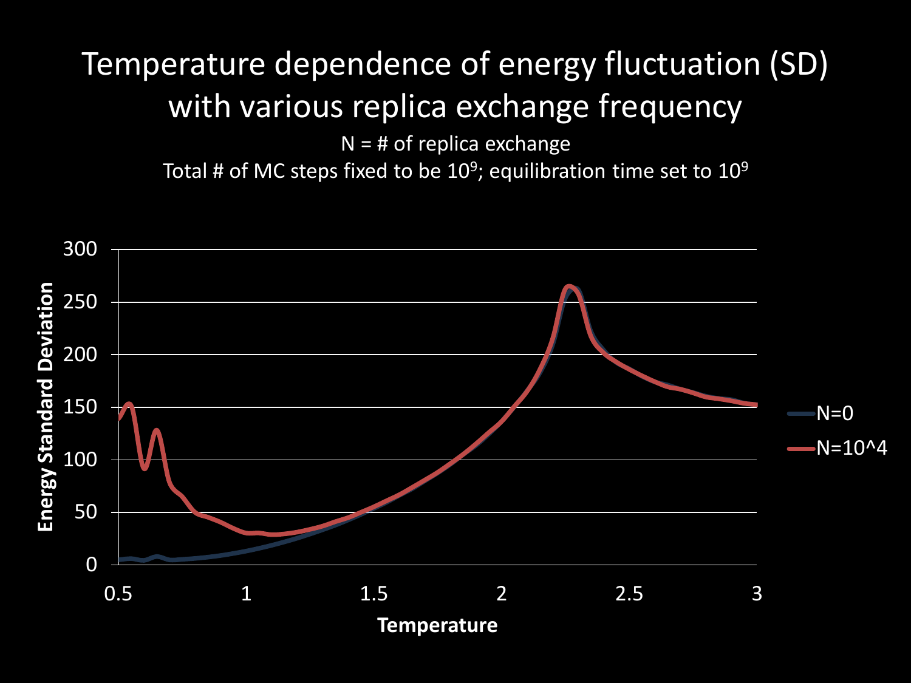# Temperature dependence of energy fluctuation (SD) with various replica exchange frequency

N = # of replica exchange

Total # of MC steps fixed to be $10^9$; equilibration time set to $10^9$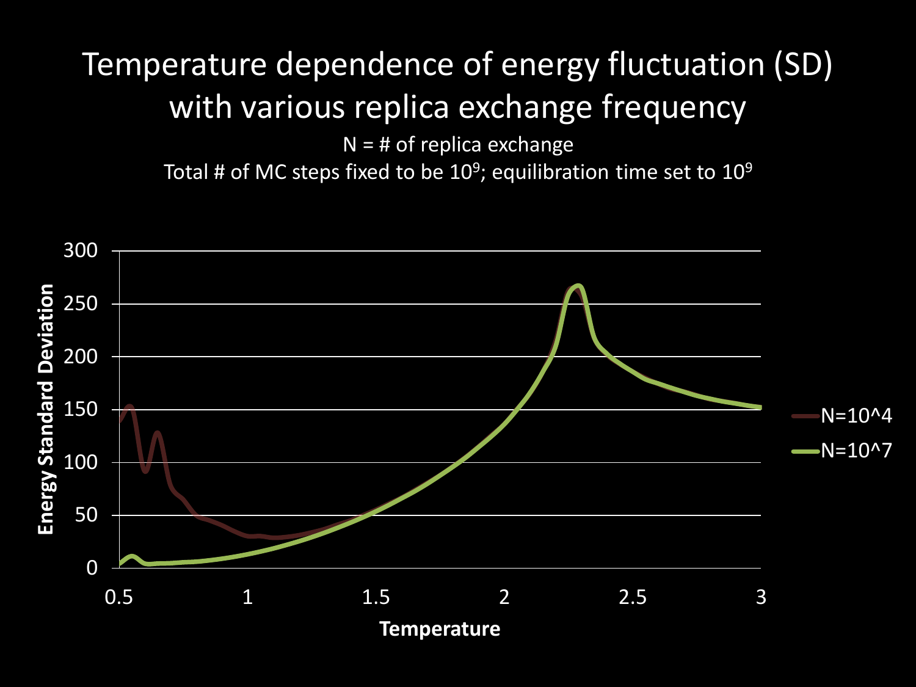# Temperature dependence of energy fluctuation (SD) with various replica exchange frequency

N = # of replica exchange

Total # of MC steps fixed to be $10^9$; equilibration time set to $10^9$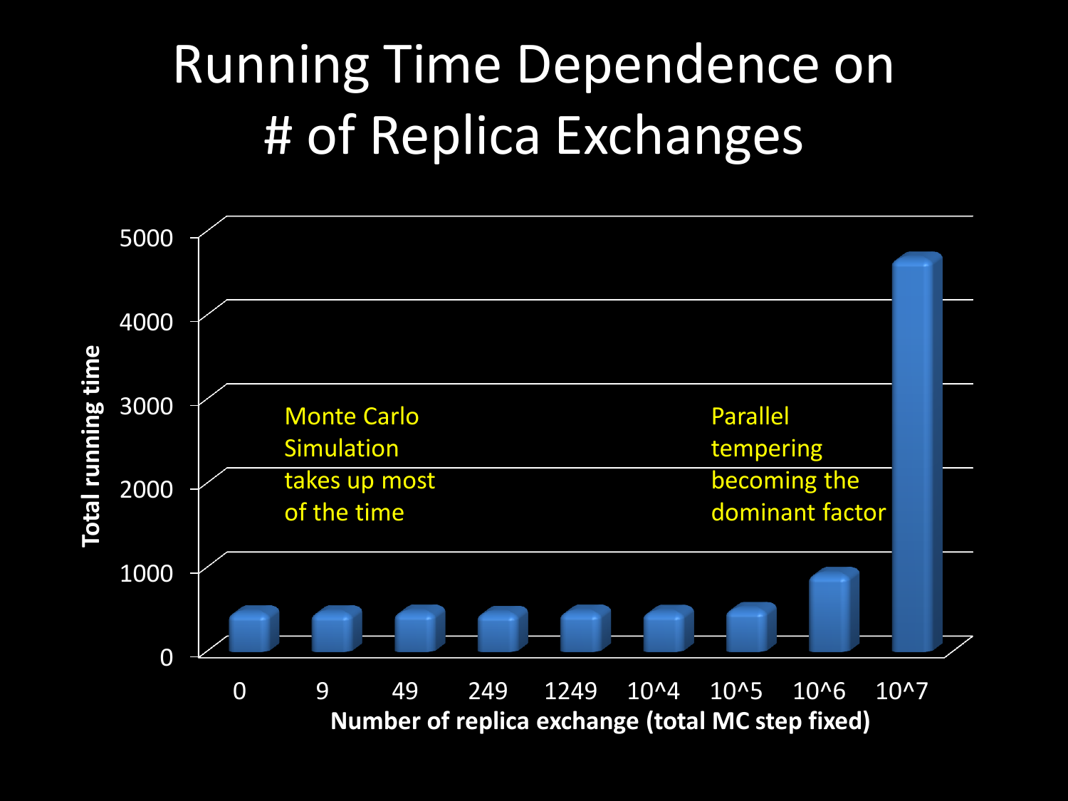# Running Time Dependence on # of Replica Exchanges

Total running time

5000

4000

3000

2000

1000

0

Monte Carlo Simulation takes up most of the time

Parallel tempering becoming the dominant factor

0 9 49 249 1249 10^4 10^5 10^6 10^7

**Number of replica exchange (total MC step fixed)**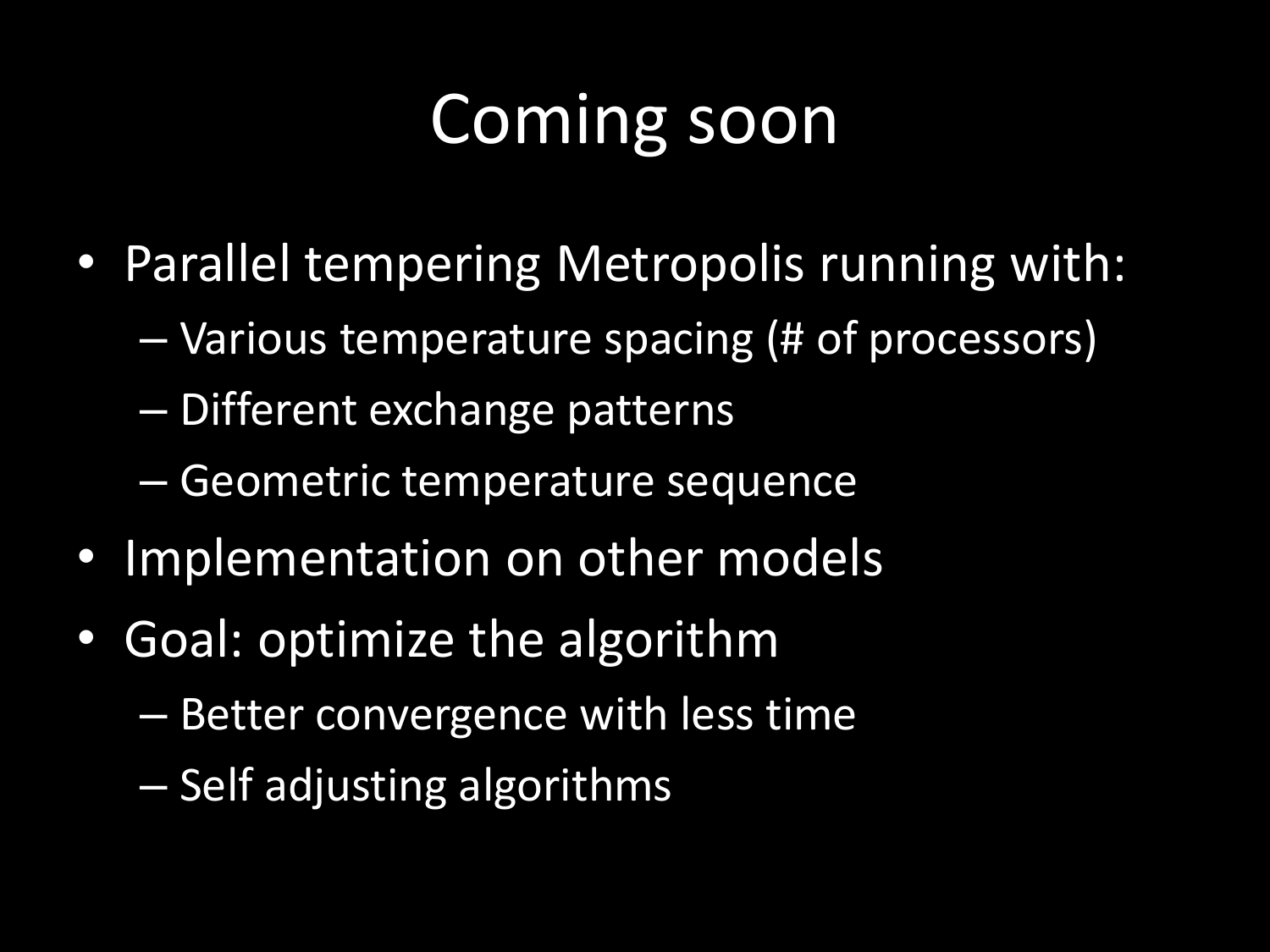# Coming soon

- Parallel tempering Metropolis running with:
  - Various temperature spacing (# of processors)
  - Different exchange patterns
  - Geometric temperature sequence
- Implementation on other models
- Goal: optimize the algorithm
  - Better convergence with less time
  - Self adjusting algorithms